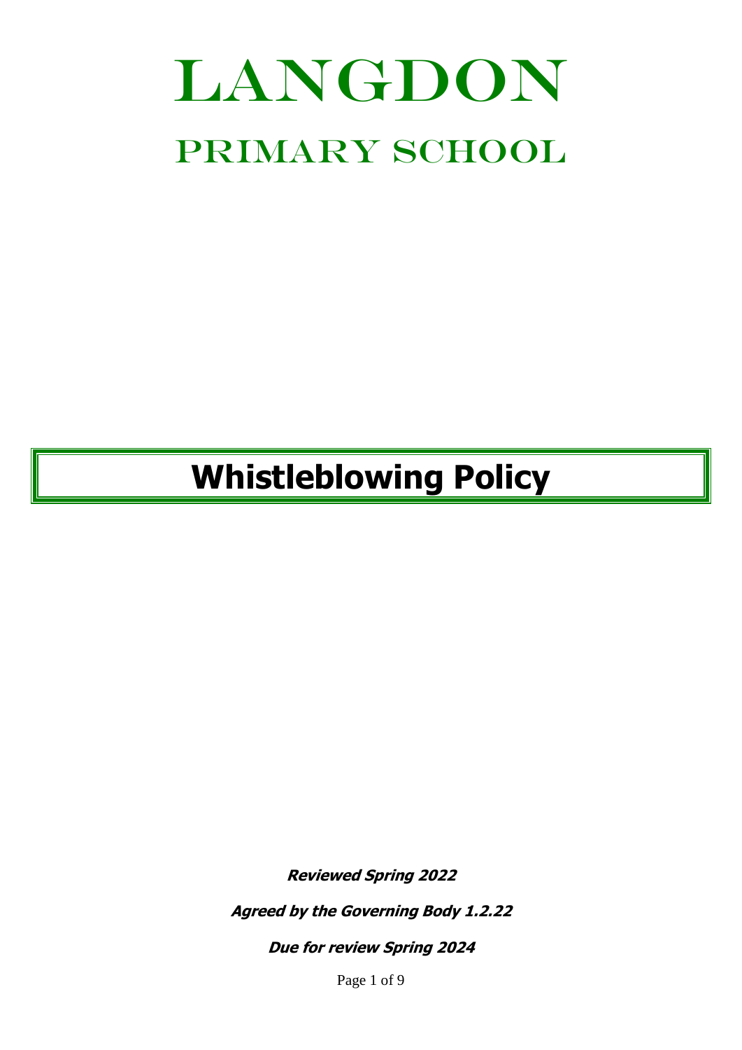# LANGDON

## PRIMARY SCHOOL

# Whistleblowing Policy

***Reviewed Spring 2022***

***Agreed by the Governing Body 1.2.22***

***Due for review Spring 2024***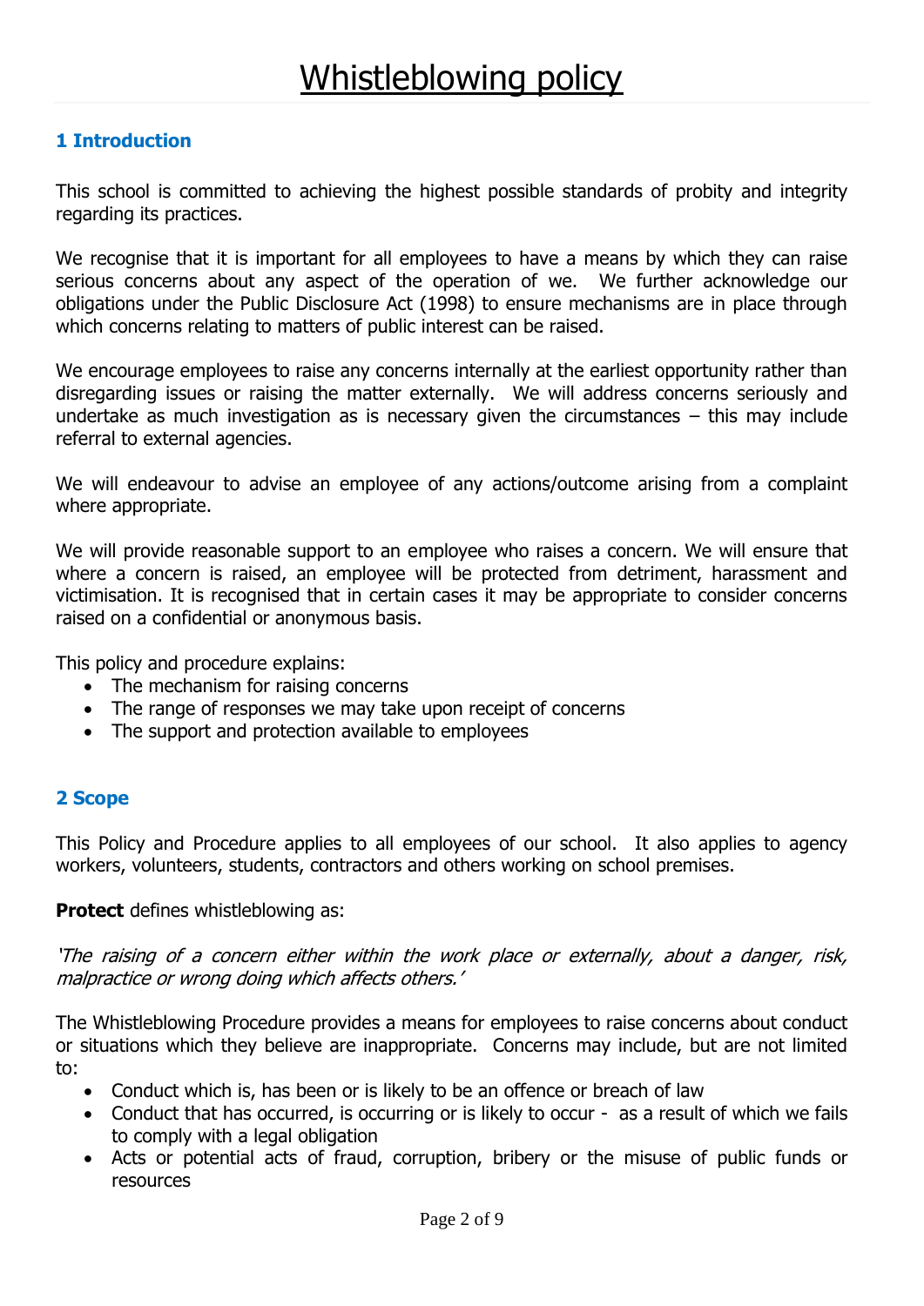# Whistleblowing policy

## 1 Introduction

This school is committed to achieving the highest possible standards of probity and integrity regarding its practices.

We recognise that it is important for all employees to have a means by which they can raise serious concerns about any aspect of the operation of we. We further acknowledge our obligations under the Public Disclosure Act (1998) to ensure mechanisms are in place through which concerns relating to matters of public interest can be raised.

We encourage employees to raise any concerns internally at the earliest opportunity rather than disregarding issues or raising the matter externally. We will address concerns seriously and undertake as much investigation as is necessary given the circumstances – this may include referral to external agencies.

We will endeavour to advise an employee of any actions/outcome arising from a complaint where appropriate.

We will provide reasonable support to an employee who raises a concern. We will ensure that where a concern is raised, an employee will be protected from detriment, harassment and victimisation. It is recognised that in certain cases it may be appropriate to consider concerns raised on a confidential or anonymous basis.

This policy and procedure explains:

- The mechanism for raising concerns
- The range of responses we may take upon receipt of concerns
- The support and protection available to employees

## 2 Scope

This Policy and Procedure applies to all employees of our school. It also applies to agency workers, volunteers, students, contractors and others working on school premises.

**Protect** defines whistleblowing as:

*'The raising of a concern either within the work place or externally, about a danger, risk, malpractice or wrong doing which affects others.'*

The Whistleblowing Procedure provides a means for employees to raise concerns about conduct or situations which they believe are inappropriate. Concerns may include, but are not limited to:

- Conduct which is, has been or is likely to be an offence or breach of law
- Conduct that has occurred, is occurring or is likely to occur - as a result of which we fails to comply with a legal obligation
- Acts or potential acts of fraud, corruption, bribery or the misuse of public funds or resources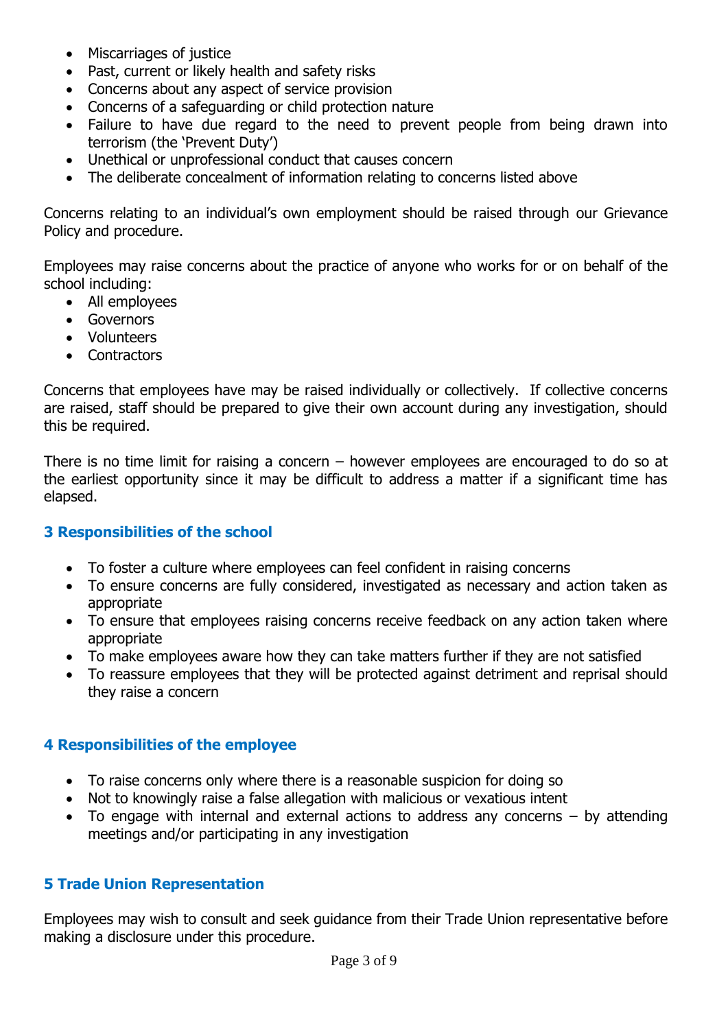- Miscarriages of justice
- Past, current or likely health and safety risks
- Concerns about any aspect of service provision
- Concerns of a safeguarding or child protection nature
- Failure to have due regard to the need to prevent people from being drawn into terrorism (the 'Prevent Duty')
- Unethical or unprofessional conduct that causes concern
- The deliberate concealment of information relating to concerns listed above

Concerns relating to an individual's own employment should be raised through our Grievance Policy and procedure.

Employees may raise concerns about the practice of anyone who works for or on behalf of the school including:

- All employees
- Governors
- Volunteers
- Contractors

Concerns that employees have may be raised individually or collectively. If collective concerns are raised, staff should be prepared to give their own account during any investigation, should this be required.

There is no time limit for raising a concern – however employees are encouraged to do so at the earliest opportunity since it may be difficult to address a matter if a significant time has elapsed.

## 3 Responsibilities of the school

- To foster a culture where employees can feel confident in raising concerns
- To ensure concerns are fully considered, investigated as necessary and action taken as appropriate
- To ensure that employees raising concerns receive feedback on any action taken where appropriate
- To make employees aware how they can take matters further if they are not satisfied
- To reassure employees that they will be protected against detriment and reprisal should they raise a concern

## 4 Responsibilities of the employee

- To raise concerns only where there is a reasonable suspicion for doing so
- Not to knowingly raise a false allegation with malicious or vexatious intent
- To engage with internal and external actions to address any concerns – by attending meetings and/or participating in any investigation

## 5 Trade Union Representation

Employees may wish to consult and seek guidance from their Trade Union representative before making a disclosure under this procedure.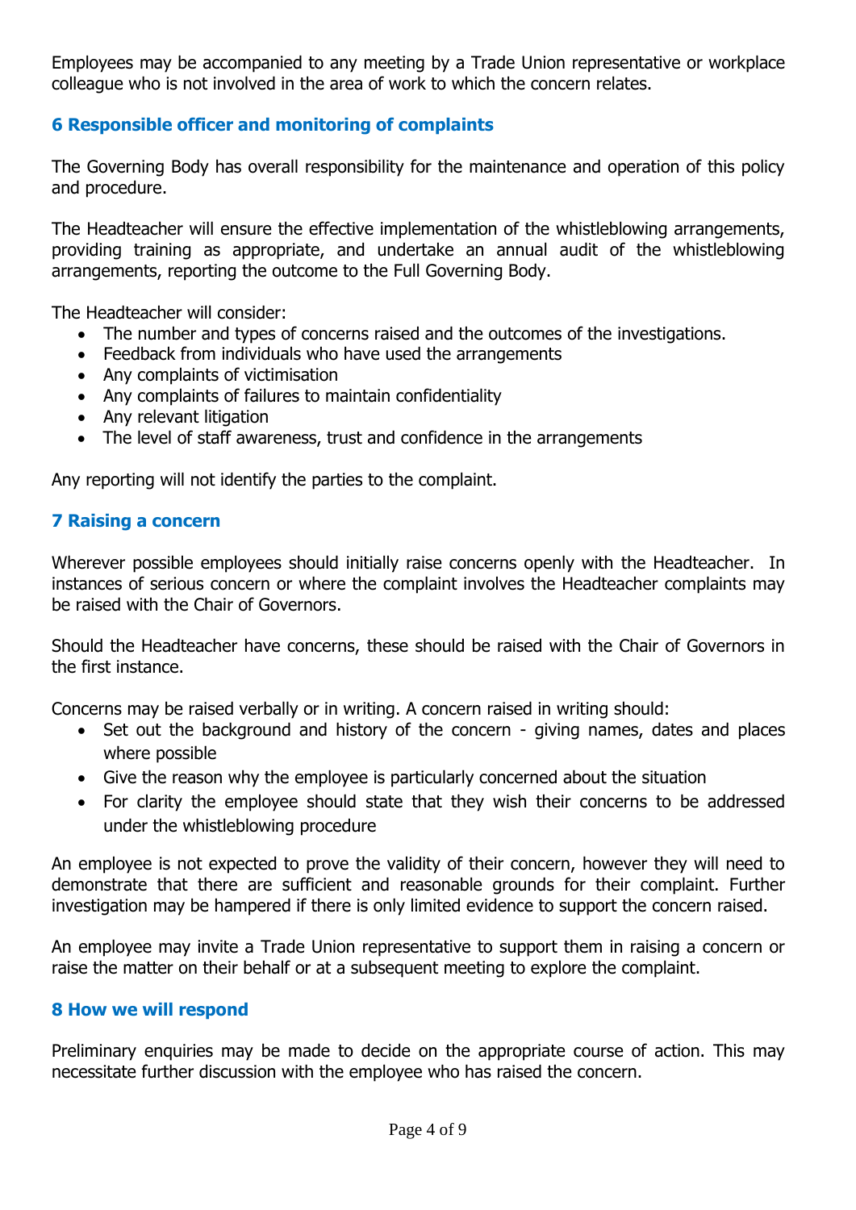Employees may be accompanied to any meeting by a Trade Union representative or workplace colleague who is not involved in the area of work to which the concern relates.

## 6 Responsible officer and monitoring of complaints

The Governing Body has overall responsibility for the maintenance and operation of this policy and procedure.

The Headteacher will ensure the effective implementation of the whistleblowing arrangements, providing training as appropriate, and undertake an annual audit of the whistleblowing arrangements, reporting the outcome to the Full Governing Body.

The Headteacher will consider:

- The number and types of concerns raised and the outcomes of the investigations.
- Feedback from individuals who have used the arrangements
- Any complaints of victimisation
- Any complaints of failures to maintain confidentiality
- Any relevant litigation
- The level of staff awareness, trust and confidence in the arrangements

Any reporting will not identify the parties to the complaint.

## 7 Raising a concern

Wherever possible employees should initially raise concerns openly with the Headteacher. In instances of serious concern or where the complaint involves the Headteacher complaints may be raised with the Chair of Governors.

Should the Headteacher have concerns, these should be raised with the Chair of Governors in the first instance.

Concerns may be raised verbally or in writing. A concern raised in writing should:

- Set out the background and history of the concern - giving names, dates and places where possible
- Give the reason why the employee is particularly concerned about the situation
- For clarity the employee should state that they wish their concerns to be addressed under the whistleblowing procedure

An employee is not expected to prove the validity of their concern, however they will need to demonstrate that there are sufficient and reasonable grounds for their complaint. Further investigation may be hampered if there is only limited evidence to support the concern raised.

An employee may invite a Trade Union representative to support them in raising a concern or raise the matter on their behalf or at a subsequent meeting to explore the complaint.

## 8 How we will respond

Preliminary enquiries may be made to decide on the appropriate course of action. This may necessitate further discussion with the employee who has raised the concern.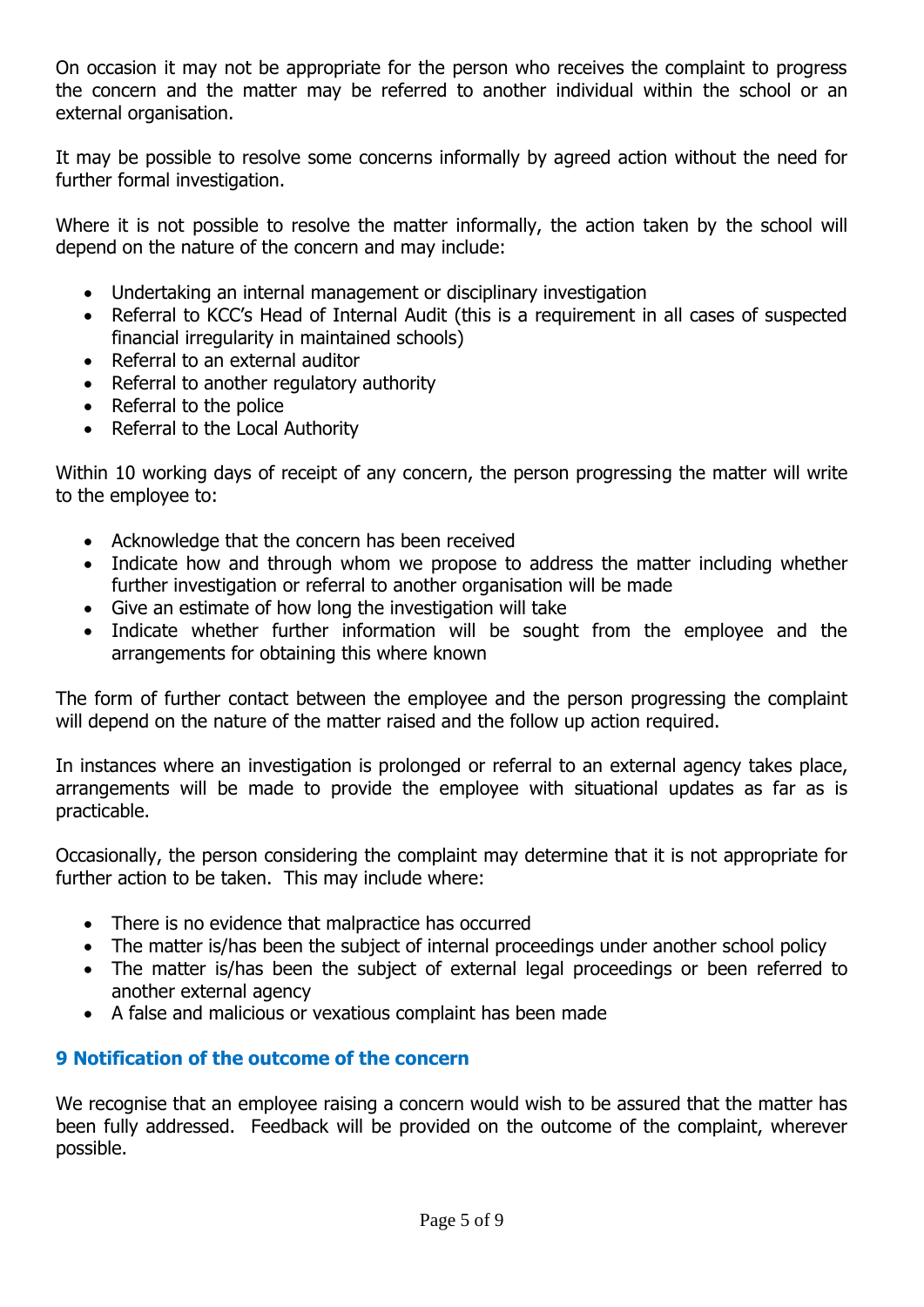On occasion it may not be appropriate for the person who receives the complaint to progress the concern and the matter may be referred to another individual within the school or an external organisation.

It may be possible to resolve some concerns informally by agreed action without the need for further formal investigation.

Where it is not possible to resolve the matter informally, the action taken by the school will depend on the nature of the concern and may include:

- Undertaking an internal management or disciplinary investigation
- Referral to KCC's Head of Internal Audit (this is a requirement in all cases of suspected financial irregularity in maintained schools)
- Referral to an external auditor
- Referral to another regulatory authority
- Referral to the police
- Referral to the Local Authority

Within 10 working days of receipt of any concern, the person progressing the matter will write to the employee to:

- Acknowledge that the concern has been received
- Indicate how and through whom we propose to address the matter including whether further investigation or referral to another organisation will be made
- Give an estimate of how long the investigation will take
- Indicate whether further information will be sought from the employee and the arrangements for obtaining this where known

The form of further contact between the employee and the person progressing the complaint will depend on the nature of the matter raised and the follow up action required.

In instances where an investigation is prolonged or referral to an external agency takes place, arrangements will be made to provide the employee with situational updates as far as is practicable.

Occasionally, the person considering the complaint may determine that it is not appropriate for further action to be taken. This may include where:

- There is no evidence that malpractice has occurred
- The matter is/has been the subject of internal proceedings under another school policy
- The matter is/has been the subject of external legal proceedings or been referred to another external agency
- A false and malicious or vexatious complaint has been made

## 9 Notification of the outcome of the concern

We recognise that an employee raising a concern would wish to be assured that the matter has been fully addressed. Feedback will be provided on the outcome of the complaint, wherever possible.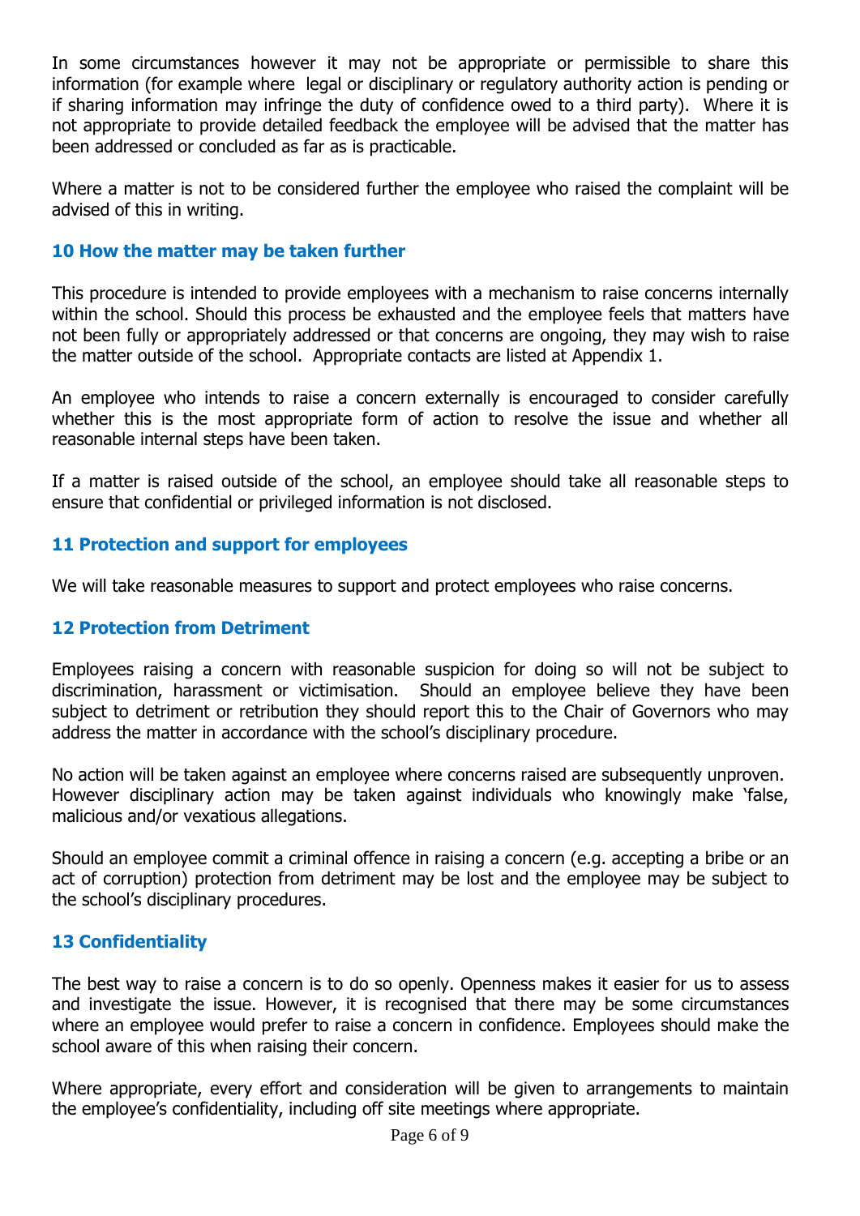In some circumstances however it may not be appropriate or permissible to share this information (for example where legal or disciplinary or regulatory authority action is pending or if sharing information may infringe the duty of confidence owed to a third party). Where it is not appropriate to provide detailed feedback the employee will be advised that the matter has been addressed or concluded as far as is practicable.

Where a matter is not to be considered further the employee who raised the complaint will be advised of this in writing.

### 10 How the matter may be taken further

This procedure is intended to provide employees with a mechanism to raise concerns internally within the school. Should this process be exhausted and the employee feels that matters have not been fully or appropriately addressed or that concerns are ongoing, they may wish to raise the matter outside of the school. Appropriate contacts are listed at Appendix 1.

An employee who intends to raise a concern externally is encouraged to consider carefully whether this is the most appropriate form of action to resolve the issue and whether all reasonable internal steps have been taken.

If a matter is raised outside of the school, an employee should take all reasonable steps to ensure that confidential or privileged information is not disclosed.

### 11 Protection and support for employees

We will take reasonable measures to support and protect employees who raise concerns.

### 12 Protection from Detriment

Employees raising a concern with reasonable suspicion for doing so will not be subject to discrimination, harassment or victimisation. Should an employee believe they have been subject to detriment or retribution they should report this to the Chair of Governors who may address the matter in accordance with the school's disciplinary procedure.

No action will be taken against an employee where concerns raised are subsequently unproven. However disciplinary action may be taken against individuals who knowingly make 'false, malicious and/or vexatious allegations.

Should an employee commit a criminal offence in raising a concern (e.g. accepting a bribe or an act of corruption) protection from detriment may be lost and the employee may be subject to the school's disciplinary procedures.

### 13 Confidentiality

The best way to raise a concern is to do so openly. Openness makes it easier for us to assess and investigate the issue. However, it is recognised that there may be some circumstances where an employee would prefer to raise a concern in confidence. Employees should make the school aware of this when raising their concern.

Where appropriate, every effort and consideration will be given to arrangements to maintain the employee's confidentiality, including off site meetings where appropriate.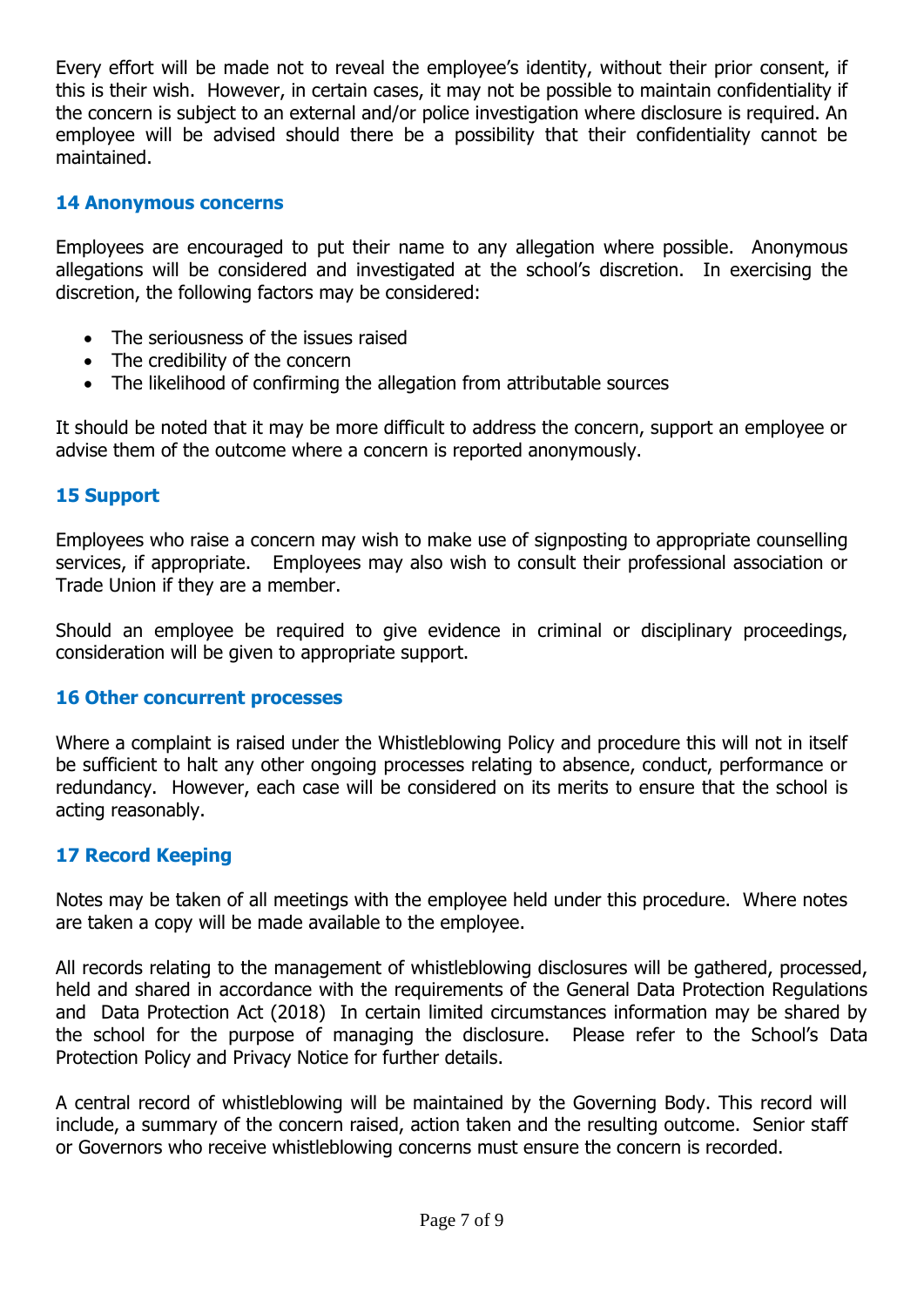Every effort will be made not to reveal the employee's identity, without their prior consent, if this is their wish. However, in certain cases, it may not be possible to maintain confidentiality if the concern is subject to an external and/or police investigation where disclosure is required. An employee will be advised should there be a possibility that their confidentiality cannot be maintained.

## 14 Anonymous concerns

Employees are encouraged to put their name to any allegation where possible. Anonymous allegations will be considered and investigated at the school's discretion. In exercising the discretion, the following factors may be considered:

- The seriousness of the issues raised
- The credibility of the concern
- The likelihood of confirming the allegation from attributable sources

It should be noted that it may be more difficult to address the concern, support an employee or advise them of the outcome where a concern is reported anonymously.

## 15 Support

Employees who raise a concern may wish to make use of signposting to appropriate counselling services, if appropriate. Employees may also wish to consult their professional association or Trade Union if they are a member.

Should an employee be required to give evidence in criminal or disciplinary proceedings, consideration will be given to appropriate support.

## 16 Other concurrent processes

Where a complaint is raised under the Whistleblowing Policy and procedure this will not in itself be sufficient to halt any other ongoing processes relating to absence, conduct, performance or redundancy. However, each case will be considered on its merits to ensure that the school is acting reasonably.

## 17 Record Keeping

Notes may be taken of all meetings with the employee held under this procedure. Where notes are taken a copy will be made available to the employee.

All records relating to the management of whistleblowing disclosures will be gathered, processed, held and shared in accordance with the requirements of the General Data Protection Regulations and Data Protection Act (2018) In certain limited circumstances information may be shared by the school for the purpose of managing the disclosure. Please refer to the School's Data Protection Policy and Privacy Notice for further details.

A central record of whistleblowing will be maintained by the Governing Body. This record will include, a summary of the concern raised, action taken and the resulting outcome. Senior staff or Governors who receive whistleblowing concerns must ensure the concern is recorded.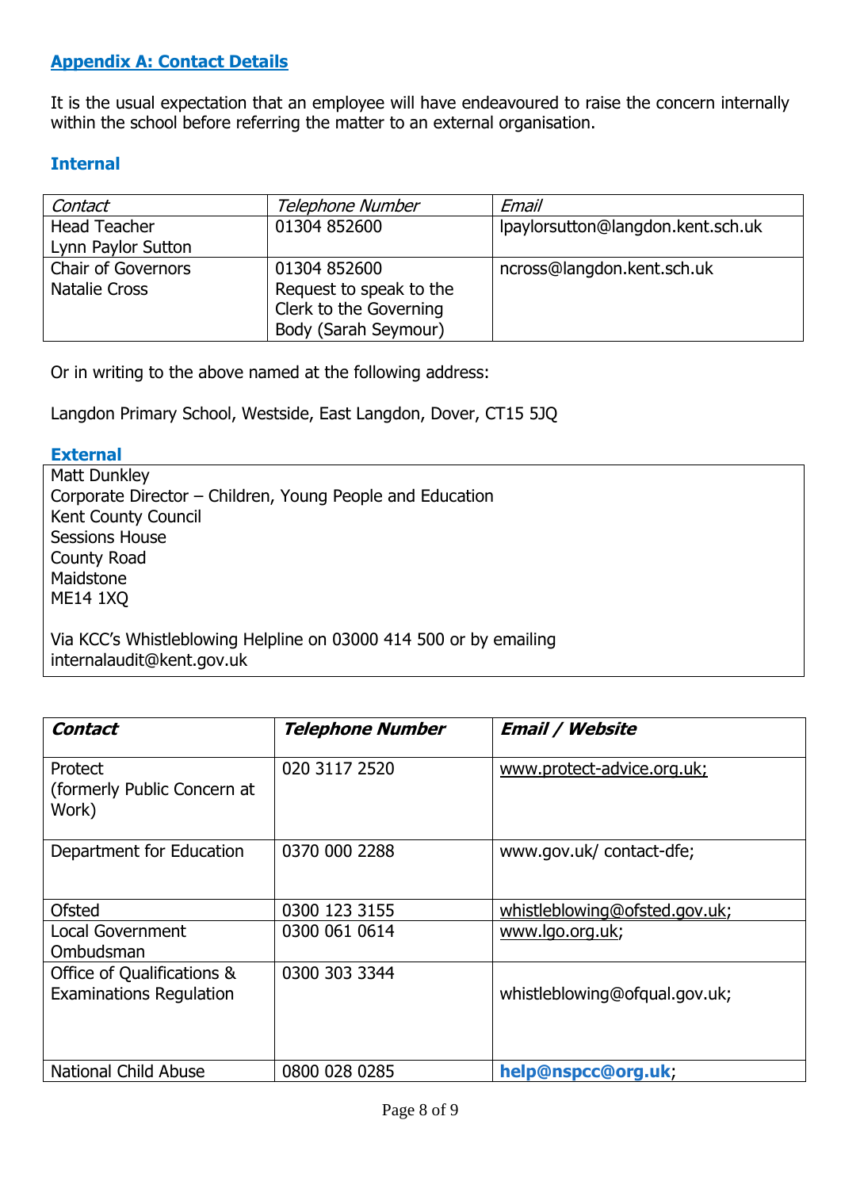## Appendix A: Contact Details

It is the usual expectation that an employee will have endeavoured to raise the concern internally within the school before referring the matter to an external organisation.

### Internal

| *Contact* | *Telephone Number* | *Email* |
|---|---|---|
| Head Teacher<br>Lynn Paylor Sutton | 01304 852600 | lpaylorsutton@langdon.kent.sch.uk |
| Chair of Governors<br>Natalie Cross | 01304 852600<br>Request to speak to the Clerk to the Governing Body (Sarah Seymour) | ncross@langdon.kent.sch.uk |

Or in writing to the above named at the following address:

Langdon Primary School, Westside, East Langdon, Dover, CT15 5JQ

### External

Matt Dunkley
Corporate Director – Children, Young People and Education
Kent County Council
Sessions House
County Road
Maidstone
ME14 1XQ

Via KCC's Whistleblowing Helpline on 03000 414 500 or by emailing internalaudit@kent.gov.uk

| ***Contact*** | ***Telephone Number*** | ***Email / Website*** |
|---|---|---|
| Protect<br>(formerly Public Concern at Work) | 020 3117 2520 | www.protect-advice.org.uk; |
| Department for Education | 0370 000 2288 | www.gov.uk/ contact-dfe; |
| Ofsted | 0300 123 3155 | whistleblowing@ofsted.gov.uk; |
| Local Government Ombudsman | 0300 061 0614 | www.lgo.org.uk; |
| Office of Qualifications & Examinations Regulation | 0300 303 3344 | whistleblowing@ofqual.gov.uk; |
| National Child Abuse | 0800 028 0285 | **help@nspcc@org.uk**; |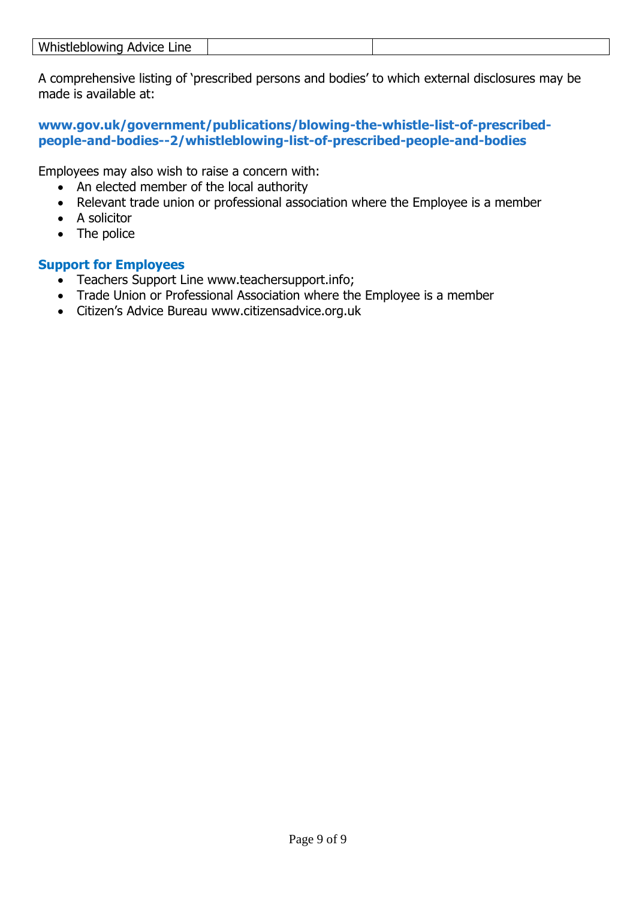| | | |
|---|---|---|
| Whistleblowing Advice Line | | |

A comprehensive listing of 'prescribed persons and bodies' to which external disclosures may be made is available at:

**www.gov.uk/government/publications/blowing-the-whistle-list-of-prescribed-people-and-bodies--2/whistleblowing-list-of-prescribed-people-and-bodies**

Employees may also wish to raise a concern with:

- An elected member of the local authority
- Relevant trade union or professional association where the Employee is a member
- A solicitor
- The police

**Support for Employees**

- Teachers Support Line www.teachersupport.info;
- Trade Union or Professional Association where the Employee is a member
- Citizen's Advice Bureau www.citizensadvice.org.uk